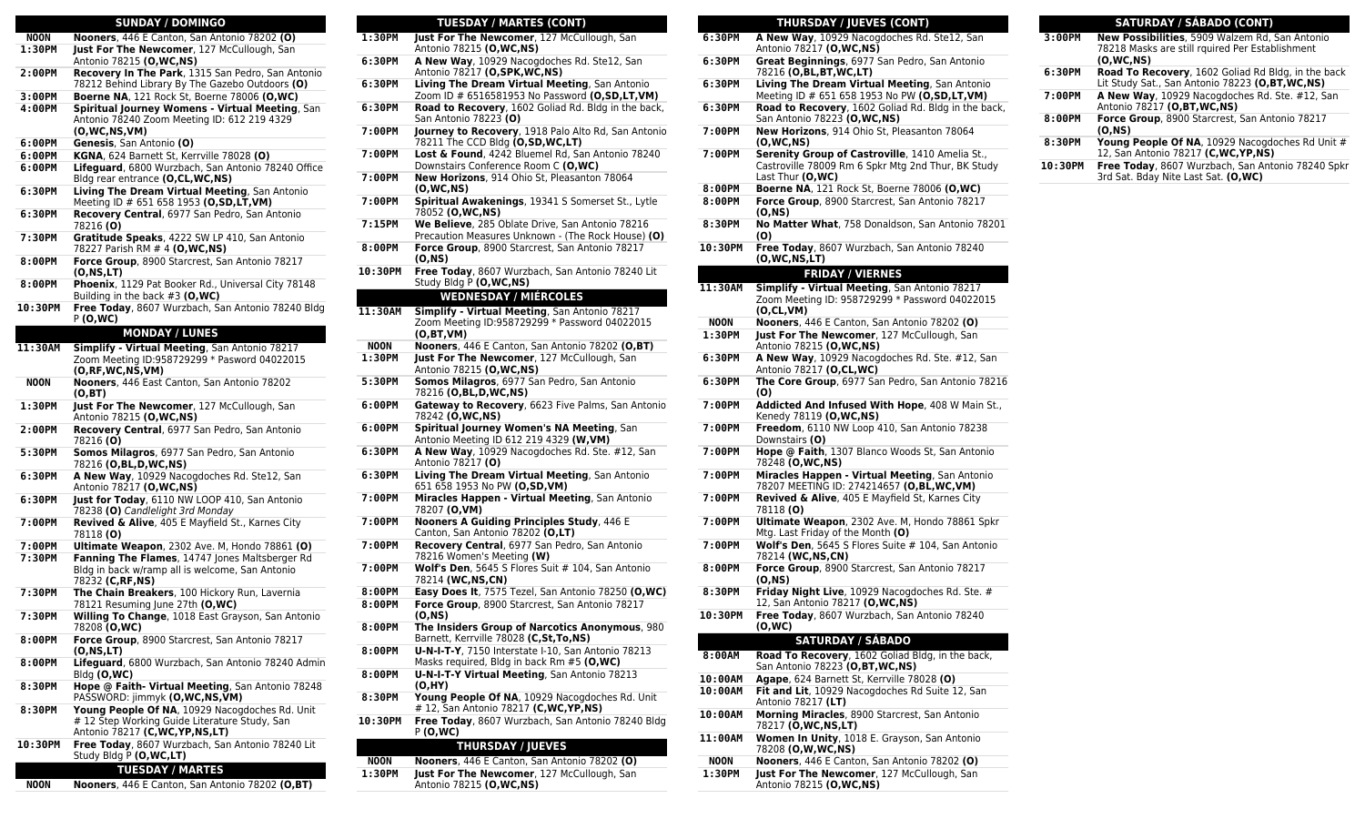## SUNDAY / DOMINGO

| | |
|---|---|
| **NOON** | **Nooners**, 446 E Canton, San Antonio 78202 **(O)** |
| **1:30PM** | **Just For The Newcomer**, 127 McCullough, San Antonio 78215 **(O,WC,NS)** |
| **2:00PM** | **Recovery In The Park**, 1315 San Pedro, San Antonio 78212 Behind Library By The Gazebo Outdoors **(O)** |
| **3:00PM** | **Boerne NA**, 121 Rock St, Boerne 78006 **(O,WC)** |
| **4:00PM** | **Spiritual Journey Womens - Virtual Meeting**, San Antonio 78240 Zoom Meeting ID: 612 219 4329 **(O,WC,NS,VM)** |
| **6:00PM** | **Genesis**, San Antonio **(O)** |
| **6:00PM** | **KGNA**, 624 Barnett St, Kerrville 78028 **(O)** |
| **6:00PM** | **Lifeguard**, 6800 Wurzbach, San Antonio 78240 Office Bldg rear entrance **(O,CL,WC,NS)** |
| **6:30PM** | **Living The Dream Virtual Meeting**, San Antonio Meeting ID # 651 658 1953 **(O,SD,LT,VM)** |
| **6:30PM** | **Recovery Central**, 6977 San Pedro, San Antonio 78216 **(O)** |
| **7:30PM** | **Gratitude Speaks**, 4222 SW LP 410, San Antonio 78227 Parish RM # 4 **(O,WC,NS)** |
| **8:00PM** | **Force Group**, 8900 Starcrest, San Antonio 78217 **(O,NS,LT)** |
| **8:00PM** | **Phoenix**, 1129 Pat Booker Rd., Universal City 78148 Building in the back #3 **(O,WC)** |
| **10:30PM** | **Free Today**, 8607 Wurzbach, San Antonio 78240 Bldg P **(O,WC)** |

## MONDAY / LUNES

| | |
|---|---|
| **11:30AM** | **Simplify - Virtual Meeting**, San Antonio 78217 Zoom Meeting ID:958729299 * Pasword 04022015 **(O,RF,WC,NS,VM)** |
| **NOON** | **Nooners**, 446 East Canton, San Antonio 78202 **(O,BT)** |
| **1:30PM** | **Just For The Newcomer**, 127 McCullough, San Antonio 78215 **(O,WC,NS)** |
| **2:00PM** | **Recovery Central**, 6977 San Pedro, San Antonio 78216 **(O)** |
| **5:30PM** | **Somos Milagros**, 6977 San Pedro, San Antonio 78216 **(O,BL,D,WC,NS)** |
| **6:30PM** | **A New Way**, 10929 Nacogdoches Rd. Ste12, San Antonio 78217 **(O,WC,NS)** |
| **6:30PM** | **Just for Today**, 6110 NW LOOP 410, San Antonio 78238 **(O)** *Candlelight 3rd Monday* |
| **7:00PM** | **Revived & Alive**, 405 E Mayfield St., Karnes City 78118 **(O)** |
| **7:00PM** | **Ultimate Weapon**, 2302 Ave. M, Hondo 78861 **(O)** |
| **7:30PM** | **Fanning The Flames**, 14747 Jones Maltsberger Rd Bldg in back w/ramp all is welcome, San Antonio 78232 **(C,RF,NS)** |
| **7:30PM** | **The Chain Breakers**, 100 Hickory Run, Lavernia 78121 Resuming June 27th **(O,WC)** |
| **7:30PM** | **Willing To Change**, 1018 East Grayson, San Antonio 78208 **(O,WC)** |
| **8:00PM** | **Force Group**, 8900 Starcrest, San Antonio 78217 **(O,NS,LT)** |
| **8:00PM** | **Lifeguard**, 6800 Wurzbach, San Antonio 78240 Admin Bldg **(O,WC)** |
| **8:30PM** | **Hope @ Faith- Virtual Meeting**, San Antonio 78248 PASSWORD: jimmyk **(O,WC,NS,VM)** |
| **8:30PM** | **Young People Of NA**, 10929 Nacogdoches Rd. Unit # 12 Step Working Guide Literature Study, San Antonio 78217 **(C,WC,YP,NS,LT)** |
| **10:30PM** | **Free Today**, 8607 Wurzbach, San Antonio 78240 Lit Study Bldg P **(O,WC,LT)** |

## TUESDAY / MARTES

| | |
|---|---|
| **NOON** | **Nooners**, 446 E Canton, San Antonio 78202 **(O,BT)** |
| **1:30PM** | **Just For The Newcomer**, 127 McCullough, San Antonio 78215 **(O,WC,NS)** |
| **6:30PM** | **A New Way**, 10929 Nacogdoches Rd. Ste12, San Antonio 78217 **(O,SPK,WC,NS)** |
| **6:30PM** | **Living The Dream Virtual Meeting**, San Antonio Zoom ID # 6516581953 No Password **(O,SD,LT,VM)** |
| **6:30PM** | **Road to Recovery**, 1602 Goliad Rd. Bldg in the back, San Antonio 78223 **(O)** |
| **7:00PM** | **Journey to Recovery**, 1918 Palo Alto Rd, San Antonio 78211 The CCD Bldg **(O,SD,WC,LT)** |
| **7:00PM** | **Lost & Found**, 4242 Bluemel Rd, San Antonio 78240 Downstairs Conference Room C **(O,WC)** |
| **7:00PM** | **New Horizons**, 914 Ohio St, Pleasanton 78064 **(O,WC,NS)** |
| **7:00PM** | **Spiritual Awakenings**, 19341 S Somerset St., Lytle 78052 **(O,WC,NS)** |
| **7:15PM** | **We Believe**, 285 Oblate Drive, San Antonio 78216 Precaution Measures Unknown - (The Rock House) **(O)** |
| **8:00PM** | **Force Group**, 8900 Starcrest, San Antonio 78217 **(O,NS)** |
| **10:30PM** | **Free Today**, 8607 Wurzbach, San Antonio 78240 Lit Study Bldg P **(O,WC,NS)** |

## WEDNESDAY / MIÉRCOLES

| | |
|---|---|
| **11:30AM** | **Simplify - Virtual Meeting**, San Antonio 78217 Zoom Meeting ID:958729299 * Password 04022015 **(O,BT,VM)** |
| **NOON** | **Nooners**, 446 E Canton, San Antonio 78202 **(O,BT)** |
| **1:30PM** | **Just For The Newcomer**, 127 McCullough, San Antonio 78215 **(O,WC,NS)** |
| **5:30PM** | **Somos Milagros**, 6977 San Pedro, San Antonio 78216 **(O,BL,D,WC,NS)** |
| **6:00PM** | **Gateway to Recovery**, 6623 Five Palms, San Antonio 78242 **(O,WC,NS)** |
| **6:00PM** | **Spiritual Journey Women's NA Meeting**, San Antonio Meeting ID 612 219 4329 **(W,VM)** |
| **6:30PM** | **A New Way**, 10929 Nacogdoches Rd. Ste. #12, San Antonio 78217 **(O)** |
| **6:30PM** | **Living The Dream Virtual Meeting**, San Antonio 651 658 1953 No PW **(O,SD,VM)** |
| **7:00PM** | **Miracles Happen - Virtual Meeting**, San Antonio 78207 **(O,VM)** |
| **7:00PM** | **Nooners A Guiding Principles Study**, 446 E Canton, San Antonio 78202 **(O,LT)** |
| **7:00PM** | **Recovery Central**, 6977 San Pedro, San Antonio 78216 Women's Meeting **(W)** |
| **7:00PM** | **Wolf's Den**, 5645 S Flores Suite # 104, San Antonio 78214 **(WC,NS,CN)** |
| **8:00PM** | **Easy Does It**, 7575 Tezel, San Antonio 78250 **(O,WC)** |
| **8:00PM** | **Force Group**, 8900 Starcrest, San Antonio 78217 **(O,NS)** |
| **8:00PM** | **The Insiders Group of Narcotics Anonymous**, 980 Barnett, Kerrville 78028 **(C,St,To,NS)** |
| **8:00PM** | **U-N-I-T-Y**, 7150 Interstate I-10, San Antonio 78213 Masks required, Bldg in back Rm #5 **(O,WC)** |
| **8:00PM** | **U-N-I-T-Y Virtual Meeting**, San Antonio 78213 **(O,HY)** |
| **8:30PM** | **Young People Of NA**, 10929 Nacogdoches Rd. Unit # 12, San Antonio 78217 **(C,WC,YP,NS)** |
| **10:30PM** | **Free Today**, 8607 Wurzbach, San Antonio 78240 Bldg P **(O,WC)** |

## THURSDAY / JUEVES

| | |
|---|---|
| **NOON** | **Nooners**, 446 E Canton, San Antonio 78202 **(O)** |
| **1:30PM** | **Just For The Newcomer**, 127 McCullough, San Antonio 78215 **(O,WC,NS)** |
| **6:30PM** | **A New Way**, 10929 Nacogdoches Rd. Ste12, San Antonio 78217 **(O,WC,NS)** |
| **6:30PM** | **Great Beginnings**, 6977 San Pedro, San Antonio 78216 **(O,BL,BT,WC,LT)** |
| **6:30PM** | **Living The Dream Virtual Meeting**, San Antonio Meeting ID # 651 658 1953 No PW **(O,SD,LT,VM)** |
| **6:30PM** | **Road to Recovery**, 1602 Goliad Rd. Bldg in the back, San Antonio 78223 **(O,WC,NS)** |
| **7:00PM** | **New Horizons**, 914 Ohio St, Pleasanton 78064 **(O,WC,NS)** |
| **7:00PM** | **Serenity Group of Castroville**, 1410 Amelia St., Castroville 78009 Rm 6 Spkr Mtg 2nd Thur, BK Study Last Thur **(O,WC)** |
| **8:00PM** | **Boerne NA**, 121 Rock St, Boerne 78006 **(O,WC)** |
| **8:00PM** | **Force Group**, 8900 Starcrest, San Antonio 78217 **(O,NS)** |
| **8:30PM** | **No Matter What**, 758 Donaldson, San Antonio 78201 **(O)** |
| **10:30PM** | **Free Today**, 8607 Wurzbach, San Antonio 78240 **(O,WC,NS,LT)** |

## FRIDAY / VIERNES

| | |
|---|---|
| **11:30AM** | **Simplify - Virtual Meeting**, San Antonio 78217 Zoom Meeting ID: 958729299 * Password 04022015 **(O,CL,VM)** |
| **NOON** | **Nooners**, 446 E Canton, San Antonio 78202 **(O)** |
| **1:30PM** | **Just For The Newcomer**, 127 McCullough, San Antonio 78215 **(O,WC,NS)** |
| **6:30PM** | **A New Way**, 10929 Nacogdoches Rd. Ste. #12, San Antonio 78217 **(O,CL,WC)** |
| **6:30PM** | **The Core Group**, 6977 San Pedro, San Antonio 78216 **(O)** |
| **7:00PM** | **Addicted And Infused With Hope**, 408 W Main St., Kenedy 78119 **(O,WC,NS)** |
| **7:00PM** | **Freedom**, 6110 NW Loop 410, San Antonio 78238 Downstairs **(O)** |
| **7:00PM** | **Hope @ Faith**, 1307 Blanco Woods St, San Antonio 78248 **(O,WC,NS)** |
| **7:00PM** | **Miracles Happen - Virtual Meeting**, San Antonio 78207 MEETING ID: 274214657 **(O,BL,WC,VM)** |
| **7:00PM** | **Revived & Alive**, 405 E Mayfield St, Karnes City 78118 **(O)** |
| **7:00PM** | **Ultimate Weapon**, 2302 Ave. M, Hondo 78861 Spkr Mtg. Last Friday of the Month **(O)** |
| **7:00PM** | **Wolf's Den**, 5645 S Flores Suite # 104, San Antonio 78214 **(WC,NS,CN)** |
| **8:00PM** | **Force Group**, 8900 Starcrest, San Antonio 78217 **(O,NS)** |
| **8:30PM** | **Friday Night Live**, 10929 Nacogdoches Rd. Ste. # 12, San Antonio 78217 **(O,WC,NS)** |
| **10:30PM** | **Free Today**, 8607 Wurzbach, San Antonio 78240 **(O,WC)** |

## SATURDAY / SÁBADO

| | |
|---|---|
| **8:00AM** | **Road To Recovery**, 1602 Goliad Bldg, in the back, San Antonio 78223 **(O,BT,WC,NS)** |
| **10:00AM** | **Agape**, 624 Barnett St, Kerrville 78028 **(O)** |
| **10:00AM** | **Fit and Lit**, 10929 Nacogdoches Rd Suite 12, San Antonio 78217 **(LT)** |
| **10:00AM** | **Morning Miracles**, 8900 Starcrest, San Antonio 78217 **(O,WC,NS,LT)** |
| **11:00AM** | **Women In Unity**, 1018 E. Grayson, San Antonio 78208 **(O,W,WC,NS)** |
| **NOON** | **Nooners**, 446 E Canton, San Antonio 78202 **(O)** |
| **1:30PM** | **Just For The Newcomer**, 127 McCullough, San Antonio 78215 **(O,WC,NS)** |
| **3:00PM** | **New Possibilities**, 5909 Walzem Rd, San Antonio 78218 Masks are still rquired Per Establishment **(O,WC,NS)** |
| **6:30PM** | **Road To Recovery**, 1602 Goliad Rd Bldg, in the back Lit Study Sat., San Antonio 78223 **(O,BT,WC,NS)** |
| **7:00PM** | **A New Way**, 10929 Nacogdoches Rd. Ste. #12, San Antonio 78217 **(O,BT,WC,NS)** |
| **8:00PM** | **Force Group**, 8900 Starcrest, San Antonio 78217 **(O,NS)** |
| **8:30PM** | **Young People Of NA**, 10929 Nacogdoches Rd Unit # 12, San Antonio 78217 **(C,WC,YP,NS)** |
| **10:30PM** | **Free Today**, 8607 Wurzbach, San Antonio 78240 Spkr 3rd Sat. Bday Nite Last Sat. **(O,WC)** |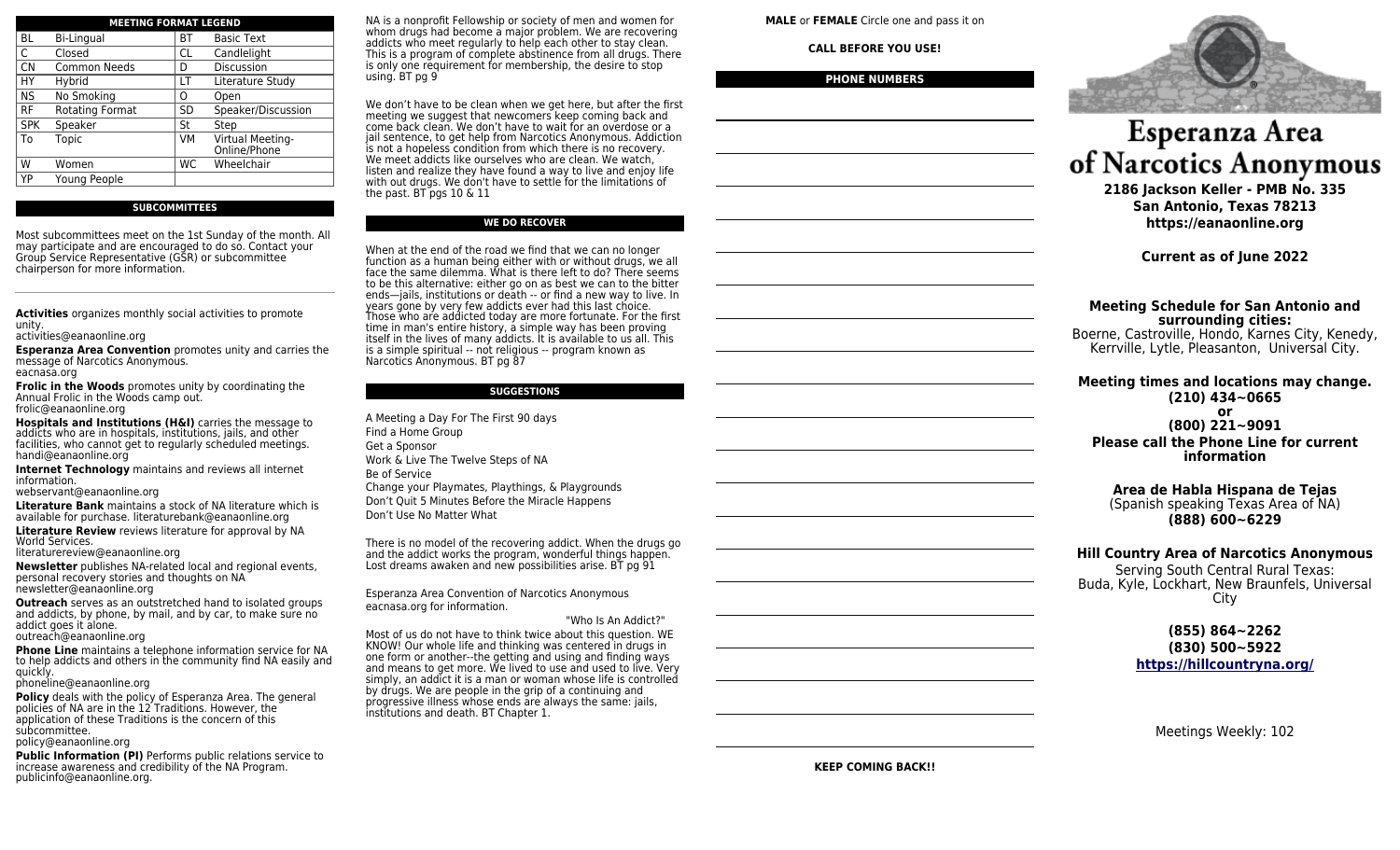## MEETING FORMAT LEGEND

| | | | |
|---|---|---|---|
| BL | Bi-Lingual | BT | Basic Text |
| C | Closed | CL | Candlelight |
| CN | Common Needs | D | Discussion |
| HY | Hybrid | LT | Literature Study |
| NS | No Smoking | O | Open |
| RF | Rotating Format | SD | Speaker/Discussion |
| SPK | Speaker | St | Step |
| To | Topic | VM | Virtual Meeting-Online/Phone |
| W | Women | WC | Wheelchair |
| YP | Young People | | |

## SUBCOMMITTEES

Most subcommittees meet on the 1st Sunday of the month. All may participate and are encouraged to do so. Contact your Group Service Representative (GSR) or subcommittee chairperson for more information.

**Activities** organizes monthly social activities to promote unity.
activities@eanaonline.org

**Esperanza Area Convention** promotes unity and carries the message of Narcotics Anonymous.
eacnasa.org

**Frolic in the Woods** promotes unity by coordinating the Annual Frolic in the Woods camp out.
frolic@eanaonline.org

**Hospitals and Institutions (H&I)** carries the message to addicts who are in hospitals, institutions, jails, and other facilities, who cannot get to regularly scheduled meetings.
handi@eanaonline.org

**Internet Technology** maintains and reviews all internet information.
webservant@eanaonline.org

**Literature Bank** maintains a stock of NA literature which is available for purchase. literaturebank@eanaonline.org

**Literature Review** reviews literature for approval by NA World Services.
literaturereview@eanaonline.org

**Newsletter** publishes NA-related local and regional events, personal recovery stories and thoughts on NA
newsletter@eanaonline.org

**Outreach** serves as an outstretched hand to isolated groups and addicts, by phone, by mail, and by car, to make sure no addict goes it alone.
outreach@eanaonline.org

**Phone Line** maintains a telephone information service for NA to help addicts and others in the community find NA easily and quickly.
phoneline@eanaonline.org

**Policy** deals with the policy of Esperanza Area. The general policies of NA are in the 12 Traditions. However, the application of these Traditions is the concern of this subcommittee.
policy@eanaonline.org

**Public Information (PI)** Performs public relations service to increase awareness and credibility of the NA Program.
publicinfo@eanaonline.org.

NA is a nonprofit Fellowship or society of men and women for whom drugs had become a major problem. We are recovering addicts who meet regularly to help each other to stay clean. This is a program of complete abstinence from all drugs. There is only one requirement for membership, the desire to stop using. BT pg 9

We don't have to be clean when we get here, but after the first meeting we suggest that newcomers keep coming back and come back clean. We don't have to wait for an overdose or a jail sentence, to get help from Narcotics Anonymous. Addiction is not a hopeless condition from which there is no recovery. We meet addicts like ourselves who are clean. We watch, listen and realize they have found a way to live and enjoy life with out drugs. We don't have to settle for the limitations of the past. BT pgs 10 & 11

## WE DO RECOVER

When at the end of the road we find that we can no longer function as a human being either with or without drugs, we all face the same dilemma. What is there left to do? There seems to be this alternative: either go on as best we can to the bitter ends—jails, institutions or death -- or find a new way to live. In years gone by very few addicts ever had this last choice. Those who are addicted today are more fortunate. For the first time in man's entire history, a simple way has been proving itself in the lives of many addicts. It is available to us all. This is a simple spiritual -- not religious -- program known as Narcotics Anonymous. BT pg 87

## SUGGESTIONS

A Meeting a Day For The First 90 days
Find a Home Group
Get a Sponsor
Work & Live The Twelve Steps of NA
Be of Service
Change your Playmates, Playthings, & Playgrounds
Don't Quit 5 Minutes Before the Miracle Happens
Don't Use No Matter What

There is no model of the recovering addict. When the drugs go and the addict works the program, wonderful things happen. Lost dreams awaken and new possibilities arise. BT pg 91

Esperanza Area Convention of Narcotics Anonymous
eacnasa.org for information.

"Who Is An Addict?"

Most of us do not have to think twice about this question. WE KNOW! Our whole life and thinking was centered in drugs in one form or another--the getting and using and finding ways and means to get more. We lived to use and used to live. Very simply, an addict is a man or woman whose life is controlled by drugs. We are people in the grip of a continuing and progressive illness whose ends are always the same: jails, institutions and death. BT Chapter 1.

**MALE** or **FEMALE** Circle one and pass it on

**CALL BEFORE YOU USE!**

## PHONE NUMBERS

**KEEP COMING BACK!!**

# Esperanza Area of Narcotics Anonymous

**2186 Jackson Keller - PMB No. 335**
**San Antonio, Texas 78213**
**https://eanaonline.org**

**Current as of June 2022**

**Meeting Schedule for San Antonio and surrounding cities:**
Boerne, Castroville, Hondo, Karnes City, Kenedy, Kerrville, Lytle, Pleasanton, Universal City.

**Meeting times and locations may change.**
**(210) 434~0665**
**or**
**(800) 221~9091**
**Please call the Phone Line for current information**

**Area de Habla Hispana de Tejas**
(Spanish speaking Texas Area of NA)
**(888) 600~6229**

**Hill Country Area of Narcotics Anonymous**
Serving South Central Rural Texas:
Buda, Kyle, Lockhart, New Braunfels, Universal City

**(855) 864~2262**
**(830) 500~5922**
**https://hillcountryna.org/**

Meetings Weekly: 102